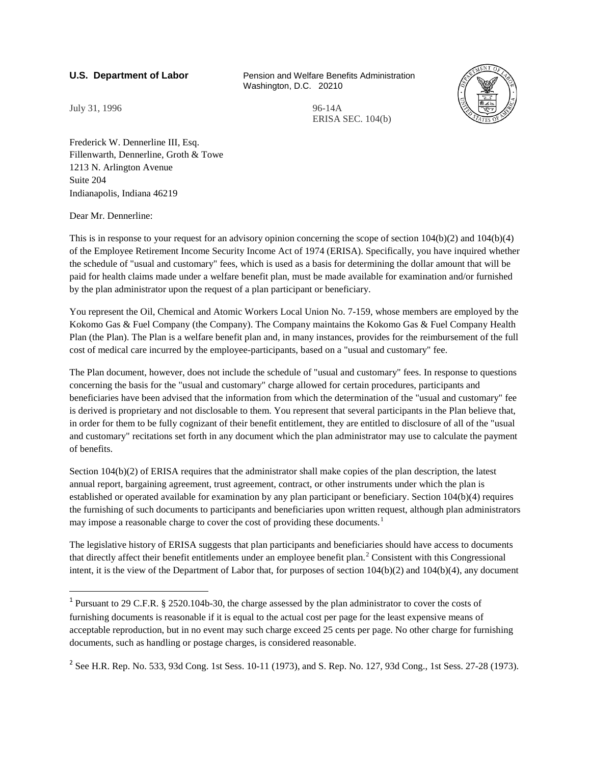**U.S. Department of Labor** Pension and Welfare Benefits Administration
Washington, D.C. 20210

July 31, 1996

96-14A
ERISA SEC. 104(b)

Frederick W. Dennerline III, Esq.
Fillenwarth, Dennerline, Groth & Towe
1213 N. Arlington Avenue
Suite 204
Indianapolis, Indiana 46219

Dear Mr. Dennerline:

This is in response to your request for an advisory opinion concerning the scope of section 104(b)(2) and 104(b)(4) of the Employee Retirement Income Security Income Act of 1974 (ERISA). Specifically, you have inquired whether the schedule of "usual and customary" fees, which is used as a basis for determining the dollar amount that will be paid for health claims made under a welfare benefit plan, must be made available for examination and/or furnished by the plan administrator upon the request of a plan participant or beneficiary.

You represent the Oil, Chemical and Atomic Workers Local Union No. 7-159, whose members are employed by the Kokomo Gas & Fuel Company (the Company). The Company maintains the Kokomo Gas & Fuel Company Health Plan (the Plan). The Plan is a welfare benefit plan and, in many instances, provides for the reimbursement of the full cost of medical care incurred by the employee-participants, based on a "usual and customary" fee.

The Plan document, however, does not include the schedule of "usual and customary" fees. In response to questions concerning the basis for the "usual and customary" charge allowed for certain procedures, participants and beneficiaries have been advised that the information from which the determination of the "usual and customary" fee is derived is proprietary and not disclosable to them. You represent that several participants in the Plan believe that, in order for them to be fully cognizant of their benefit entitlement, they are entitled to disclosure of all of the "usual and customary" recitations set forth in any document which the plan administrator may use to calculate the payment of benefits.

Section 104(b)(2) of ERISA requires that the administrator shall make copies of the plan description, the latest annual report, bargaining agreement, trust agreement, contract, or other instruments under which the plan is established or operated available for examination by any plan participant or beneficiary. Section 104(b)(4) requires the furnishing of such documents to participants and beneficiaries upon written request, although plan administrators may impose a reasonable charge to cover the cost of providing these documents.[1]

The legislative history of ERISA suggests that plan participants and beneficiaries should have access to documents that directly affect their benefit entitlements under an employee benefit plan.[2] Consistent with this Congressional intent, it is the view of the Department of Labor that, for purposes of section 104(b)(2) and 104(b)(4), any document

---

[1] Pursuant to 29 C.F.R. § 2520.104b-30, the charge assessed by the plan administrator to cover the costs of furnishing documents is reasonable if it is equal to the actual cost per page for the least expensive means of acceptable reproduction, but in no event may such charge exceed 25 cents per page. No other charge for furnishing documents, such as handling or postage charges, is considered reasonable.

[2] See H.R. Rep. No. 533, 93d Cong. 1st Sess. 10-11 (1973), and S. Rep. No. 127, 93d Cong., 1st Sess. 27-28 (1973).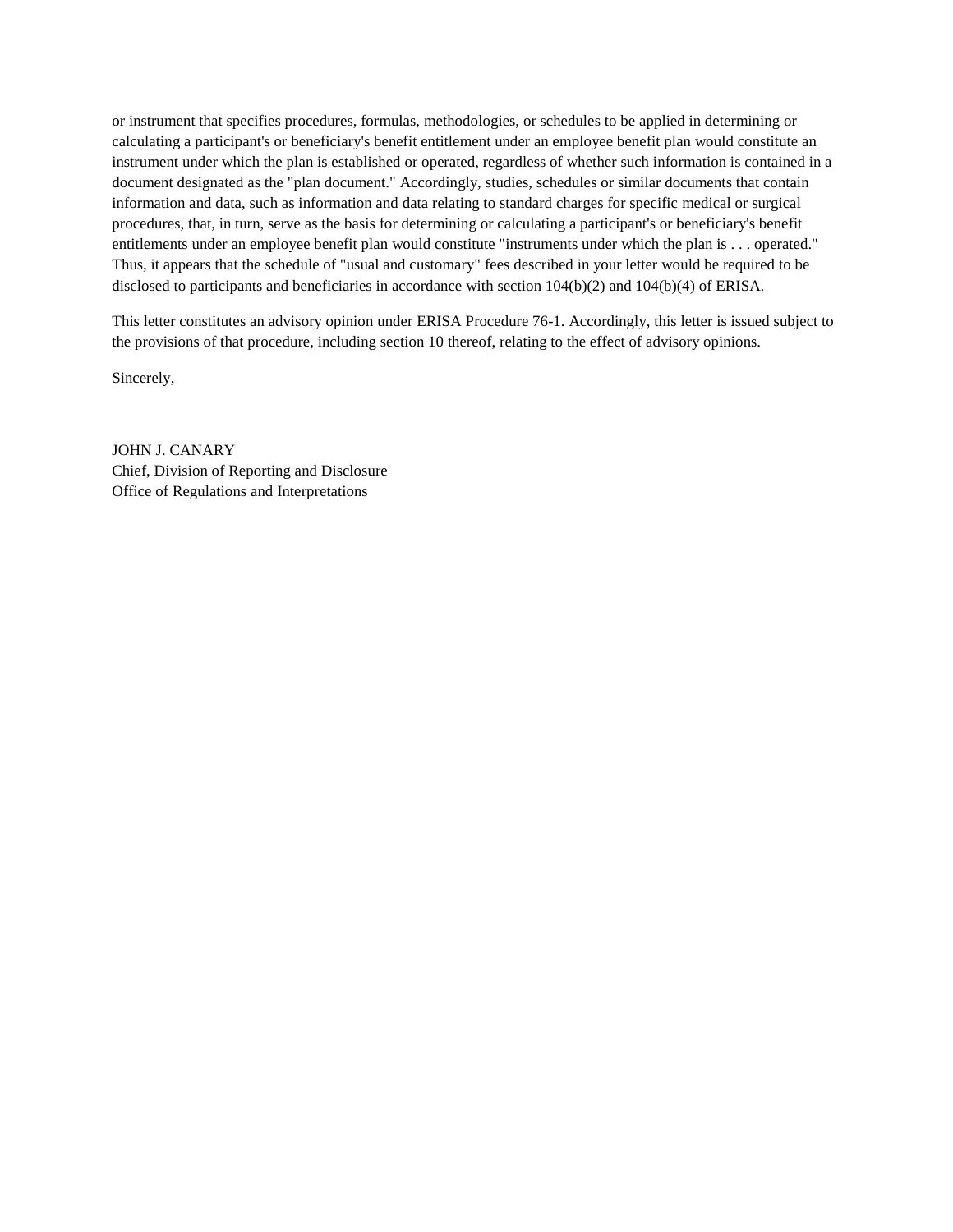or instrument that specifies procedures, formulas, methodologies, or schedules to be applied in determining or calculating a participant's or beneficiary's benefit entitlement under an employee benefit plan would constitute an instrument under which the plan is established or operated, regardless of whether such information is contained in a document designated as the "plan document." Accordingly, studies, schedules or similar documents that contain information and data, such as information and data relating to standard charges for specific medical or surgical procedures, that, in turn, serve as the basis for determining or calculating a participant's or beneficiary's benefit entitlements under an employee benefit plan would constitute "instruments under which the plan is . . . operated." Thus, it appears that the schedule of "usual and customary" fees described in your letter would be required to be disclosed to participants and beneficiaries in accordance with section 104(b)(2) and 104(b)(4) of ERISA.

This letter constitutes an advisory opinion under ERISA Procedure 76-1. Accordingly, this letter is issued subject to the provisions of that procedure, including section 10 thereof, relating to the effect of advisory opinions.

Sincerely,

JOHN J. CANARY
Chief, Division of Reporting and Disclosure
Office of Regulations and Interpretations